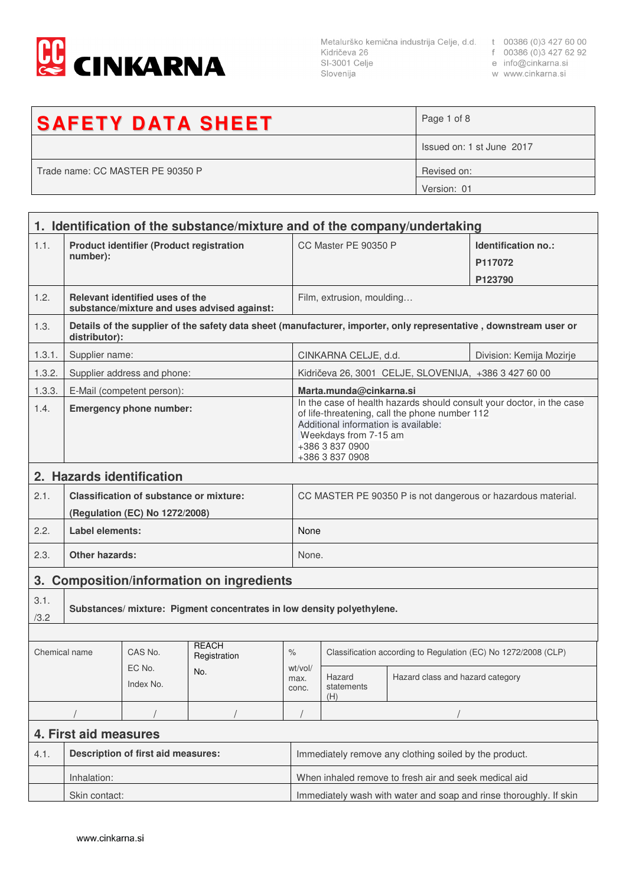**CINKARNA**

Metalurško kemična industrija Celje, d.d.
Kidričeva 26
SI-3001 Celje
Slovenija

t 00386 (0)3 427 60 00
f 00386 (0)3 427 62 92
e info@cinkarna.si
w www.cinkarna.si

| **SAFETY DATA SHEET** | Page 1 of 8 |
|---|---|
| | Issued on: 1 st June 2017 |
| Trade name: CC MASTER PE 90350 P | Revised on: |
| | Version: 01 |

## 1. Identification of the substance/mixture and of the company/undertaking

| | | | |
|---|---|---|---|
| 1.1. | **Product identifier (Product registration number):** | CC Master PE 90350 P | **Identification no.:** **P117072** **P123790** |
| 1.2. | **Relevant identified uses of the substance/mixture and uses advised against:** | Film, extrusion, moulding… | |
| 1.3. | **Details of the supplier of the safety data sheet (manufacturer, importer, only representative , downstream user or distributor):** | | |
| 1.3.1. | Supplier name: | CINKARNA CELJE, d.d. | Division: Kemija Mozirje |
| 1.3.2. | Supplier address and phone: | Kidričeva 26, 3001 CELJE, SLOVENIJA, +386 3 427 60 00 | |
| 1.3.3. | E-Mail (competent person): | **Marta.munda@cinkarna.si** | |
| 1.4. | **Emergency phone number:** | In the case of health hazards should consult your doctor, in the case of life-threatening, call the phone number 112<br>Additional information is available:<br>Weekdays from 7-15 am<br>+386 3 837 0900<br>+386 3 837 0908 | |

## 2. Hazards identification

| | | |
|---|---|---|
| 2.1. | **Classification of substance or mixture:** **(Regulation (EC) No 1272/2008)** | CC MASTER PE 90350 P is not dangerous or hazardous material. |
| 2.2. | **Label elements:** | None |
| 2.3. | **Other hazards:** | None. |

## 3. Composition/information on ingredients

3.1./3.2 **Substances/ mixture: Pigment concentrates in low density polyethylene.**

| Chemical name | CAS No. EC No. Index No. | REACH Registration No. | % wt/vol/ max. conc. | Classification according to Regulation (EC) No 1272/2008 (CLP) | |
|---|---|---|---|---|---|
| | | | | Hazard statements (H) | Hazard class and hazard category |
| / | / | / | / | / | |

## 4. First aid measures

| | | |
|---|---|---|
| 4.1. | **Description of first aid measures:** | Immediately remove any clothing soiled by the product. |
| | Inhalation: | When inhaled remove to fresh air and seek medical aid |
| | Skin contact: | Immediately wash with water and soap and rinse thoroughly. If skin |

www.cinkarna.si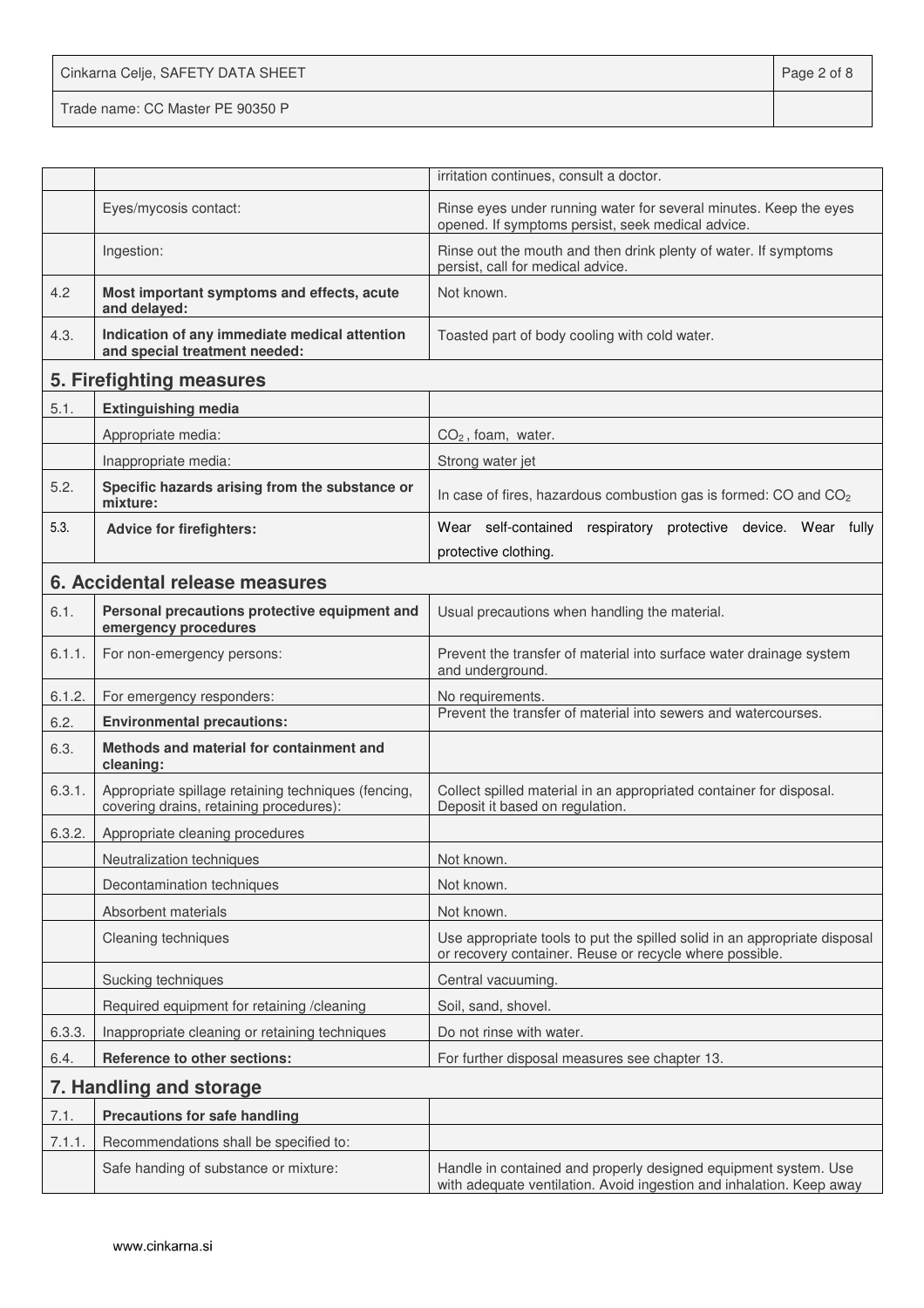| | | |
|---|---|---|
| | | irritation continues, consult a doctor. |
| | Eyes/mycosis contact: | Rinse eyes under running water for several minutes. Keep the eyes opened. If symptoms persist, seek medical advice. |
| | Ingestion: | Rinse out the mouth and then drink plenty of water. If symptoms persist, call for medical advice. |
| 4.2 | **Most important symptoms and effects, acute and delayed:** | Not known. |
| 4.3. | **Indication of any immediate medical attention and special treatment needed:** | Toasted part of body cooling with cold water. |

## 5. Firefighting measures

| | | |
|---|---|---|
| 5.1. | **Extinguishing media** | |
| | Appropriate media: | $CO_2$ , foam, water. |
| | Inappropriate media: | Strong water jet |
| 5.2. | **Specific hazards arising from the substance or mixture:** | In case of fires, hazardous combustion gas is formed: CO and $CO_2$ |
| 5.3. | **Advice for firefighters:** | Wear self-contained respiratory protective device. Wear fully protective clothing. |

## 6. Accidental release measures

| | | |
|---|---|---|
| 6.1. | **Personal precautions protective equipment and emergency procedures** | Usual precautions when handling the material. |
| 6.1.1. | For non-emergency persons: | Prevent the transfer of material into surface water drainage system and underground. |
| 6.1.2. | For emergency responders: | No requirements. |
| 6.2. | **Environmental precautions:** | Prevent the transfer of material into sewers and watercourses. |
| 6.3. | **Methods and material for containment and cleaning:** | |
| 6.3.1. | Appropriate spillage retaining techniques (fencing, covering drains, retaining procedures): | Collect spilled material in an appropriated container for disposal. Deposit it based on regulation. |
| 6.3.2. | Appropriate cleaning procedures | |
| | Neutralization techniques | Not known. |
| | Decontamination techniques | Not known. |
| | Absorbent materials | Not known. |
| | Cleaning techniques | Use appropriate tools to put the spilled solid in an appropriate disposal or recovery container. Reuse or recycle where possible. |
| | Sucking techniques | Central vacuuming. |
| | Required equipment for retaining /cleaning | Soil, sand, shovel. |
| 6.3.3. | Inappropriate cleaning or retaining techniques | Do not rinse with water. |
| 6.4. | **Reference to other sections:** | For further disposal measures see chapter 13. |

## 7. Handling and storage

| | | |
|---|---|---|
| 7.1. | **Precautions for safe handling** | |
| 7.1.1. | Recommendations shall be specified to: | |
| | Safe handing of substance or mixture: | Handle in contained and properly designed equipment system. Use with adequate ventilation. Avoid ingestion and inhalation. Keep away |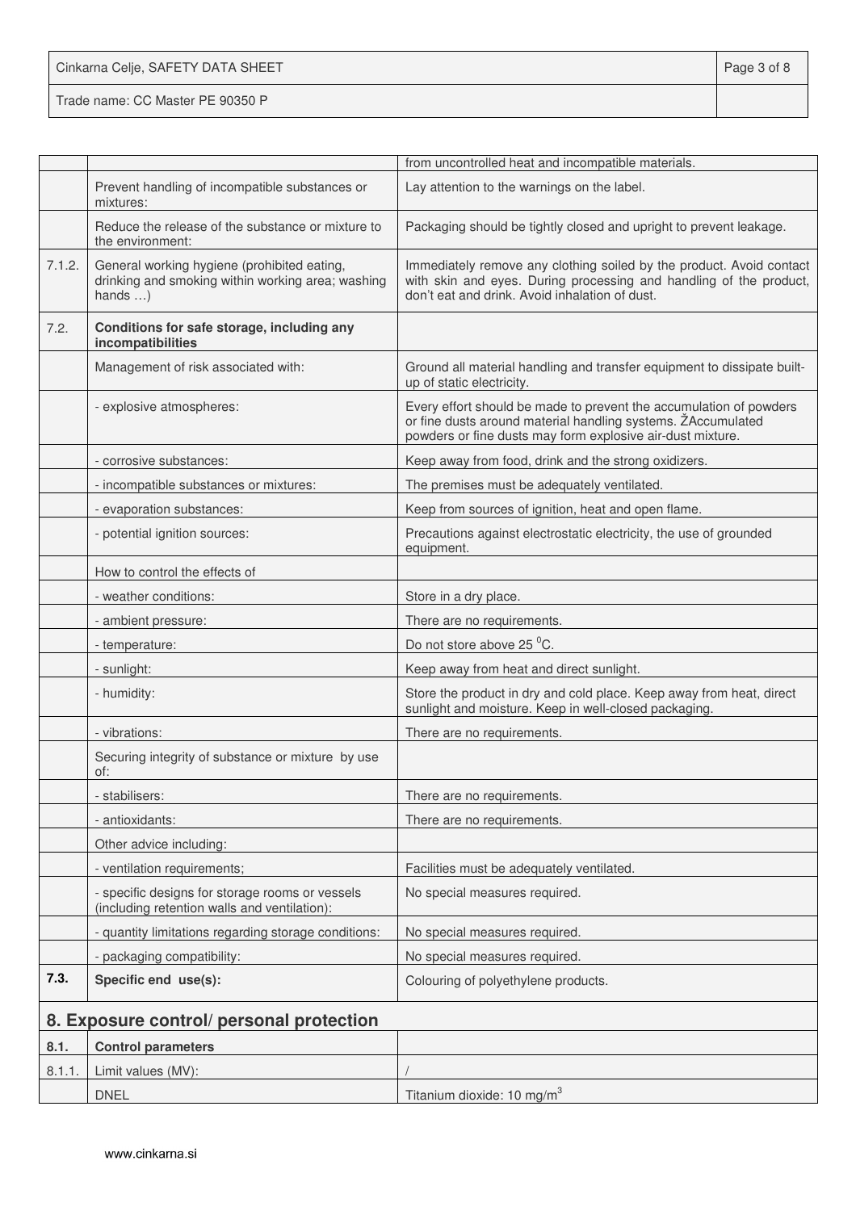| | | |
|---|---|---|
| | | from uncontrolled heat and incompatible materials. |
| | Prevent handling of incompatible substances or mixtures: | Lay attention to the warnings on the label. |
| | Reduce the release of the substance or mixture to the environment: | Packaging should be tightly closed and upright to prevent leakage. |
| 7.1.2. | General working hygiene (prohibited eating, drinking and smoking within working area; washing hands …) | Immediately remove any clothing soiled by the product. Avoid contact with skin and eyes. During processing and handling of the product, don't eat and drink. Avoid inhalation of dust. |
| 7.2. | **Conditions for safe storage, including any incompatibilities** | |
| | Management of risk associated with: | Ground all material handling and transfer equipment to dissipate built-up of static electricity. |
| | - explosive atmospheres: | Every effort should be made to prevent the accumulation of powders or fine dusts around material handling systems. ŽAccumulated powders or fine dusts may form explosive air-dust mixture. |
| | - corrosive substances: | Keep away from food, drink and the strong oxidizers. |
| | - incompatible substances or mixtures: | The premises must be adequately ventilated. |
| | - evaporation substances: | Keep from sources of ignition, heat and open flame. |
| | - potential ignition sources: | Precautions against electrostatic electricity, the use of grounded equipment. |
| | How to control the effects of | |
| | - weather conditions: | Store in a dry place. |
| | - ambient pressure: | There are no requirements. |
| | - temperature: | Do not store above 25 $^0$C. |
| | - sunlight: | Keep away from heat and direct sunlight. |
| | - humidity: | Store the product in dry and cold place. Keep away from heat, direct sunlight and moisture. Keep in well-closed packaging. |
| | - vibrations: | There are no requirements. |
| | Securing integrity of substance or mixture by use of: | |
| | - stabilisers: | There are no requirements. |
| | - antioxidants: | There are no requirements. |
| | Other advice including: | |
| | - ventilation requirements; | Facilities must be adequately ventilated. |
| | - specific designs for storage rooms or vessels (including retention walls and ventilation): | No special measures required. |
| | - quantity limitations regarding storage conditions: | No special measures required. |
| | - packaging compatibility: | No special measures required. |
| **7.3.** | **Specific end use(s):** | Colouring of polyethylene products. |

## 8. Exposure control/ personal protection

| | | |
|---|---|---|
| **8.1.** | **Control parameters** | |
| 8.1.1. | Limit values (MV): | / |
| | DNEL | Titanium dioxide: 10 mg/m$^3$ |

www.cinkarna.si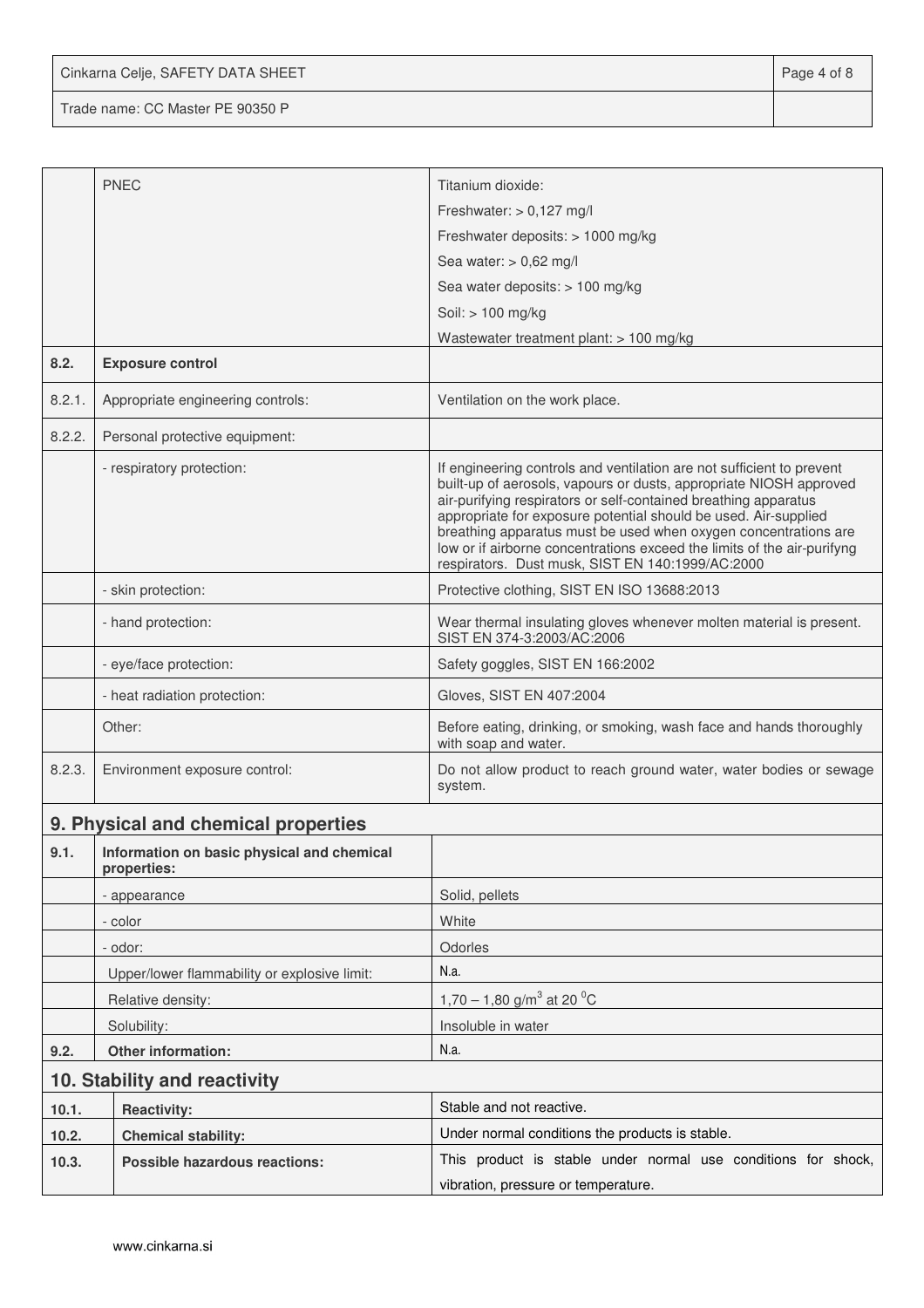| | | |
|---|---|---|
| | PNEC | Titanium dioxide:<br>Freshwater: > 0,127 mg/l<br>Freshwater deposits: > 1000 mg/kg<br>Sea water: > 0,62 mg/l<br>Sea water deposits: > 100 mg/kg<br>Soil: > 100 mg/kg<br>Wastewater treatment plant: > 100 mg/kg |
| **8.2.** | **Exposure control** | |
| 8.2.1. | Appropriate engineering controls: | Ventilation on the work place. |
| 8.2.2. | Personal protective equipment: | |
| | - respiratory protection: | If engineering controls and ventilation are not sufficient to prevent built-up of aerosols, vapours or dusts, appropriate NIOSH approved air-purifying respirators or self-contained breathing apparatus appropriate for exposure potential should be used. Air-supplied breathing apparatus must be used when oxygen concentrations are low or if airborne concentrations exceed the limits of the air-purifyng respirators. Dust musk, SIST EN 140:1999/AC:2000 |
| | - skin protection: | Protective clothing, SIST EN ISO 13688:2013 |
| | - hand protection: | Wear thermal insulating gloves whenever molten material is present. SIST EN 374-3:2003/AC:2006 |
| | - eye/face protection: | Safety goggles, SIST EN 166:2002 |
| | - heat radiation protection: | Gloves, SIST EN 407:2004 |
| | Other: | Before eating, drinking, or smoking, wash face and hands thoroughly with soap and water. |
| 8.2.3. | Environment exposure control: | Do not allow product to reach ground water, water bodies or sewage system. |

## 9. Physical and chemical properties

| | | |
|---|---|---|
| **9.1.** | **Information on basic physical and chemical properties:** | |
| | - appearance | Solid, pellets |
| | - color | White |
| | - odor: | Odorles |
| | Upper/lower flammability or explosive limit: | N.a. |
| | Relative density: | 1,70 – 1,80 g/m$^3$ at 20 $^0$C |
| | Solubility: | Insoluble in water |
| **9.2.** | **Other information:** | N.a. |

## 10. Stability and reactivity

| | | |
|---|---|---|
| **10.1.** | **Reactivity:** | Stable and not reactive. |
| **10.2.** | **Chemical stability:** | Under normal conditions the products is stable. |
| **10.3.** | **Possible hazardous reactions:** | This product is stable under normal use conditions for shock, vibration, pressure or temperature. |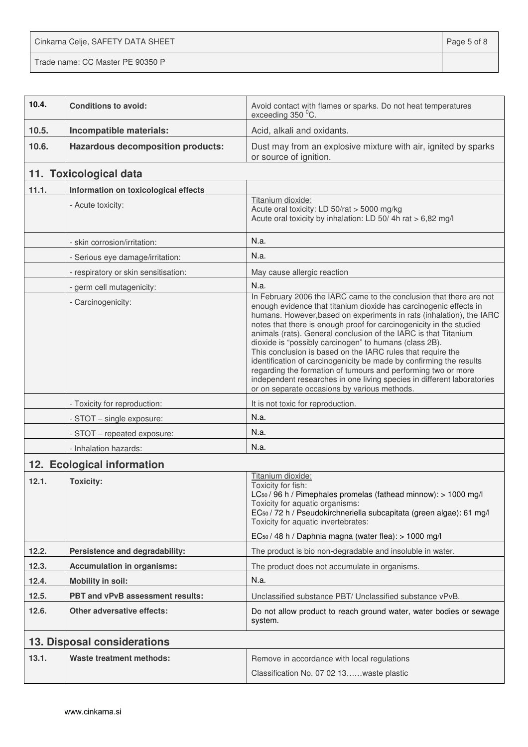| | | |
|---|---|---|
| 10.4. | **Conditions to avoid:** | Avoid contact with flames or sparks. Do not heat temperatures exceeding 350 $^0$C. |
| 10.5. | **Incompatible materials:** | Acid, alkali and oxidants. |
| 10.6. | **Hazardous decomposition products:** | Dust may from an explosive mixture with air, ignited by sparks or source of ignition. |

## 11. Toxicological data

| | | |
|---|---|---|
| 11.1. | **Information on toxicological effects** | |
| | - Acute toxicity: | Titanium dioxide:<br>Acute oral toxicity: LD 50/rat > 5000 mg/kg<br>Acute oral toxicity by inhalation: LD 50/ 4h rat > 6,82 mg/l |
| | - skin corrosion/irritation: | N.a. |
| | - Serious eye damage/irritation: | N.a. |
| | - respiratory or skin sensitisation: | May cause allergic reaction |
| | - germ cell mutagenicity: | N.a. |
| | - Carcinogenicity: | In February 2006 the IARC came to the conclusion that there are not enough evidence that titanium dioxide has carcinogenic effects in humans. However,based on experiments in rats (inhalation), the IARC notes that there is enough proof for carcinogenicity in the studied animals (rats). General conclusion of the IARC is that Titanium dioxide is "possibly carcinogen" to humans (class 2B).<br>This conclusion is based on the IARC rules that require the identification of carcinogenicity be made by confirming the results regarding the formation of tumours and performing two or more independent researches in one living species in different laboratories or on separate occasions by various methods. |
| | - Toxicity for reproduction: | It is not toxic for reproduction. |
| | - STOT – single exposure: | N.a. |
| | - STOT – repeated exposure: | N.a. |
| | - Inhalation hazards: | N.a. |

## 12. Ecological information

| | | |
|---|---|---|
| 12.1. | **Toxicity:** | Titanium dioxide:<br>Toxicity for fish:<br>$LC_{50}$ / 96 h / Pimephales promelas (fathead minnow): > 1000 mg/l<br>Toxicity for aquatic organisms:<br>$EC_{50}$ / 72 h / Pseudokirchneriella subcapitata (green algae): 61 mg/l<br>Toxicity for aquatic invertebrates:<br>$EC_{50}$ / 48 h / Daphnia magna (water flea): > 1000 mg/l |
| 12.2. | **Persistence and degradability:** | The product is bio non-degradable and insoluble in water. |
| 12.3. | **Accumulation in organisms:** | The product does not accumulate in organisms. |
| 12.4. | **Mobility in soil:** | N.a. |
| 12.5. | **PBT and vPvB assessment results:** | Unclassified substance PBT/ Unclassified substance vPvB. |
| 12.6. | **Other adversative effects:** | Do not allow product to reach ground water, water bodies or sewage system. |

## 13. Disposal considerations

| | | |
|---|---|---|
| 13.1. | **Waste treatment methods:** | Remove in accordance with local regulations<br>Classification No. 07 02 13……waste plastic |

www.cinkarna.si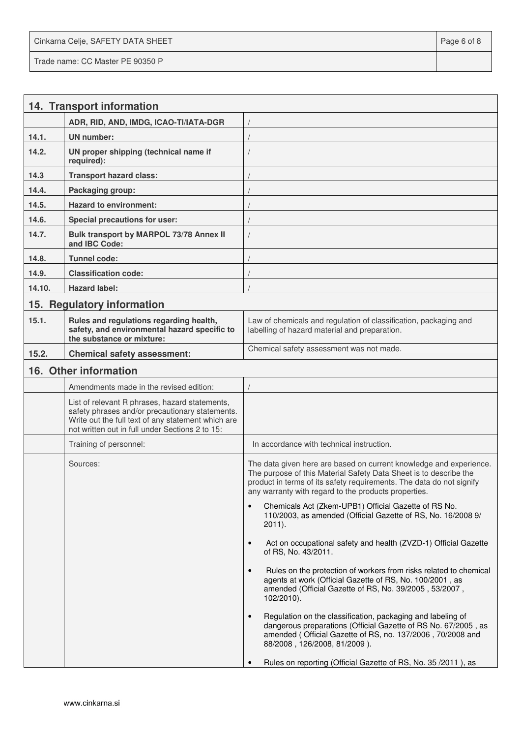## 14. Transport information

| | | |
|---|---|---|
| | ADR, RID, AND, IMDG, ICAO-TI/IATA-DGR | / |
| 14.1. | UN number: | / |
| 14.2. | UN proper shipping (technical name if required): | / |
| 14.3 | Transport hazard class: | / |
| 14.4. | Packaging group: | / |
| 14.5. | Hazard to environment: | / |
| 14.6. | Special precautions for user: | / |
| 14.7. | Bulk transport by MARPOL 73/78 Annex II and IBC Code: | / |
| 14.8. | Tunnel code: | / |
| 14.9. | Classification code: | / |
| 14.10. | Hazard label: | / |

## 15. Regulatory information

| | | |
|---|---|---|
| 15.1. | Rules and regulations regarding health, safety, and environmental hazard specific to the substance or mixture: | Law of chemicals and regulation of classification, packaging and labelling of hazard material and preparation. |
| 15.2. | Chemical safety assessment: | Chemical safety assessment was not made. |

## 16. Other information

| | | |
|---|---|---|
| | Amendments made in the revised edition: | / |
| | List of relevant R phrases, hazard statements, safety phrases and/or precautionary statements. Write out the full text of any statement which are not written out in full under Sections 2 to 15: | |
| | Training of personnel: | In accordance with technical instruction. |
| | Sources: | The data given here are based on current knowledge and experience. The purpose of this Material Safety Data Sheet is to describe the product in terms of its safety requirements. The data do not signify any warranty with regard to the products properties.<br>• Chemicals Act (Zkem-UPB1) Official Gazette of RS No. 110/2003, as amended (Official Gazette of RS, No. 16/2008 9/ 2011).<br>• Act on occupational safety and health (ZVZD-1) Official Gazette of RS, No. 43/2011.<br>• Rules on the protection of workers from risks related to chemical agents at work (Official Gazette of RS, No. 100/2001 , as amended (Official Gazette of RS, No. 39/2005 , 53/2007 , 102/2010).<br>• Regulation on the classification, packaging and labeling of dangerous preparations (Official Gazette of RS No. 67/2005 , as amended ( Official Gazette of RS, no. 137/2006 , 70/2008 and 88/2008 , 126/2008, 81/2009 ).<br>• Rules on reporting (Official Gazette of RS, No. 35 /2011 ), as |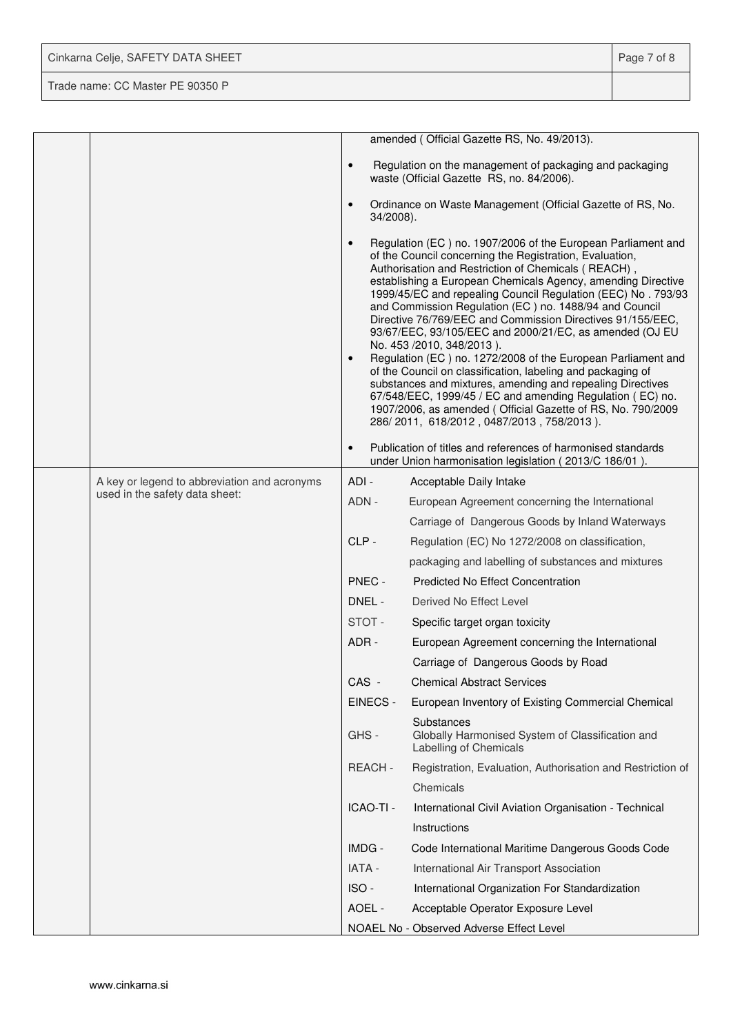| | | amended ( Official Gazette RS, No. 49/2013).<br><br>• Regulation on the management of packaging and packaging waste (Official Gazette RS, no. 84/2006).<br><br>• Ordinance on Waste Management (Official Gazette of RS, No. 34/2008).<br><br>• Regulation (EC ) no. 1907/2006 of the European Parliament and of the Council concerning the Registration, Evaluation, Authorisation and Restriction of Chemicals ( REACH) , establishing a European Chemicals Agency, amending Directive 1999/45/EC and repealing Council Regulation (EEC) No . 793/93 and Commission Regulation (EC ) no. 1488/94 and Council Directive 76/769/EEC and Commission Directives 91/155/EEC, 93/67/EEC, 93/105/EEC and 2000/21/EC, as amended (OJ EU No. 453 /2010, 348/2013 ).<br>• Regulation (EC ) no. 1272/2008 of the European Parliament and of the Council on classification, labeling and packaging of substances and mixtures, amending and repealing Directives 67/548/EEC, 1999/45 / EC and amending Regulation ( EC) no. 1907/2006, as amended ( Official Gazette of RS, No. 790/2009 286/ 2011, 618/2012 , 0487/2013 , 758/2013 ).<br><br>• Publication of titles and references of harmonised standards under Union harmonisation legislation ( 2013/C 186/01 ). |
|---|---|---|
| | A key or legend to abbreviation and acronyms used in the safety data sheet: | ADI - Acceptable Daily Intake<br>ADN - European Agreement concerning the International Carriage of Dangerous Goods by Inland Waterways<br>CLP - Regulation (EC) No 1272/2008 on classification, packaging and labelling of substances and mixtures<br>PNEC - Predicted No Effect Concentration<br>DNEL - Derived No Effect Level<br>STOT - Specific target organ toxicity<br>ADR - European Agreement concerning the International Carriage of Dangerous Goods by Road<br>CAS - Chemical Abstract Services<br>EINECS - European Inventory of Existing Commercial Chemical Substances<br>GHS - Globally Harmonised System of Classification and Labelling of Chemicals<br>REACH - Registration, Evaluation, Authorisation and Restriction of Chemicals<br>ICAO-TI - International Civil Aviation Organisation - Technical Instructions<br>IMDG - Code International Maritime Dangerous Goods Code<br>IATA - International Air Transport Association<br>ISO - International Organization For Standardization<br>AOEL - Acceptable Operator Exposure Level<br>NOAEL No - Observed Adverse Effect Level |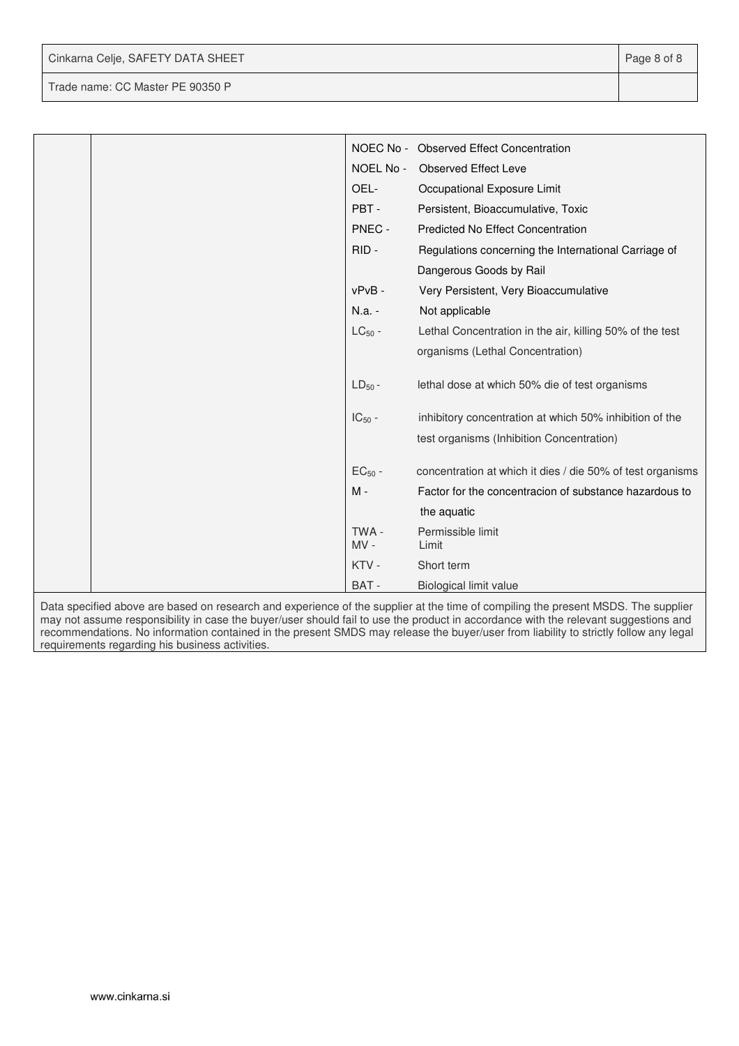| | |
|---|---|
| NOEC No - | Observed Effect Concentration |
| NOEL No - | Observed Effect Leve |
| OEL- | Occupational Exposure Limit |
| PBT - | Persistent, Bioaccumulative, Toxic |
| PNEC - | Predicted No Effect Concentration |
| RID - | Regulations concerning the International Carriage of Dangerous Goods by Rail |
| vPvB - | Very Persistent, Very Bioaccumulative |
| N.a. - | Not applicable |
| $LC_{50}$ - | Lethal Concentration in the air, killing 50% of the test organisms (Lethal Concentration) |
| $LD_{50}$ - | lethal dose at which 50% die of test organisms |
| $IC_{50}$ - | inhibitory concentration at which 50% inhibition of the test organisms (Inhibition Concentration) |
| $EC_{50}$ - | concentration at which it dies / die 50% of test organisms |
| M - | Factor for the concentracion of substance hazardous to the aquatic |
| TWA - | Permissible limit |
| MV - | Limit |
| KTV - | Short term |
| BAT - | Biological limit value |

Data specified above are based on research and experience of the supplier at the time of compiling the present MSDS. The supplier may not assume responsibility in case the buyer/user should fail to use the product in accordance with the relevant suggestions and recommendations. No information contained in the present SMDS may release the buyer/user from liability to strictly follow any legal requirements regarding his business activities.